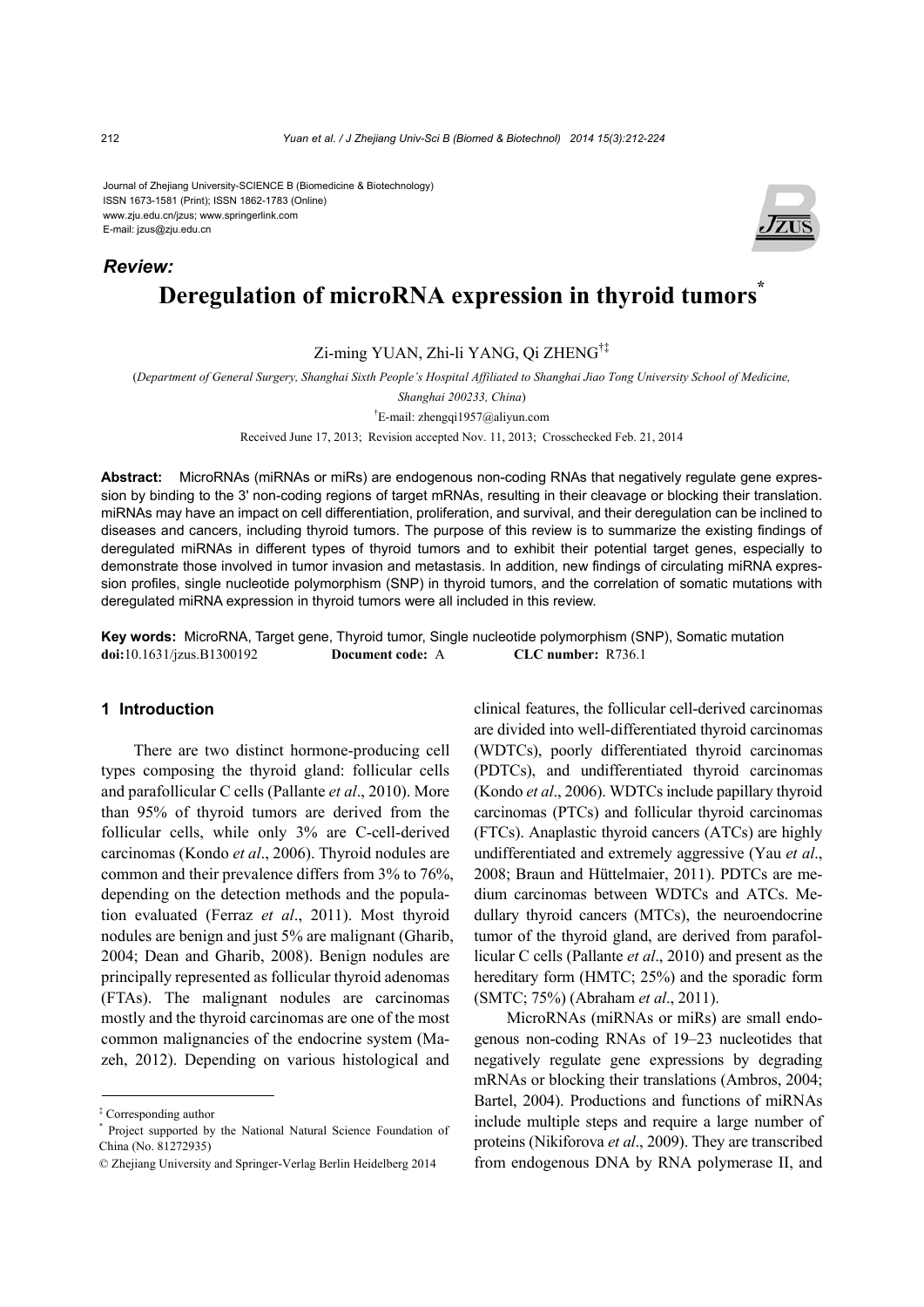Journal of Zhejiang University-SCIENCE B (Biomedicine & Biotechnology)
ISSN 1673-1581 (Print); ISSN 1862-1783 (Online)
www.zju.edu.cn/jzus; www.springerlink.com
E-mail: jzus@zju.edu.cn

***Review:***

# Deregulation of microRNA expression in thyroid tumors*

Zi-ming YUAN, Zhi-li YANG, Qi ZHENG[†‡]

(*Department of General Surgery, Shanghai Sixth People's Hospital Affiliated to Shanghai Jiao Tong University School of Medicine, Shanghai 200233, China*)

[†]E-mail: zhengqi1957@aliyun.com

Received June 17, 2013; Revision accepted Nov. 11, 2013; Crosschecked Feb. 21, 2014

**Abstract:** MicroRNAs (miRNAs or miRs) are endogenous non-coding RNAs that negatively regulate gene expression by binding to the 3' non-coding regions of target mRNAs, resulting in their cleavage or blocking their translation. miRNAs may have an impact on cell differentiation, proliferation, and survival, and their deregulation can be inclined to diseases and cancers, including thyroid tumors. The purpose of this review is to summarize the existing findings of deregulated miRNAs in different types of thyroid tumors and to exhibit their potential target genes, especially to demonstrate those involved in tumor invasion and metastasis. In addition, new findings of circulating miRNA expression profiles, single nucleotide polymorphism (SNP) in thyroid tumors, and the correlation of somatic mutations with deregulated miRNA expression in thyroid tumors were all included in this review.

**Key words:** MicroRNA, Target gene, Thyroid tumor, Single nucleotide polymorphism (SNP), Somatic mutation
**doi:**10.1631/jzus.B1300192 **Document code:** A **CLC number:** R736.1

## 1 Introduction

There are two distinct hormone-producing cell types composing the thyroid gland: follicular cells and parafollicular C cells (Pallante *et al*., 2010). More than 95% of thyroid tumors are derived from the follicular cells, while only 3% are C-cell-derived carcinomas (Kondo *et al*., 2006). Thyroid nodules are common and their prevalence differs from 3% to 76%, depending on the detection methods and the population evaluated (Ferraz *et al*., 2011). Most thyroid nodules are benign and just 5% are malignant (Gharib, 2004; Dean and Gharib, 2008). Benign nodules are principally represented as follicular thyroid adenomas (FTAs). The malignant nodules are carcinomas mostly and the thyroid carcinomas are one of the most common malignancies of the endocrine system (Mazeh, 2012). Depending on various histological and clinical features, the follicular cell-derived carcinomas are divided into well-differentiated thyroid carcinomas (WDTCs), poorly differentiated thyroid carcinomas (PDTCs), and undifferentiated thyroid carcinomas (Kondo *et al*., 2006). WDTCs include papillary thyroid carcinomas (PTCs) and follicular thyroid carcinomas (FTCs). Anaplastic thyroid cancers (ATCs) are highly undifferentiated and extremely aggressive (Yau *et al*., 2008; Braun and Hüttelmaier, 2011). PDTCs are medium carcinomas between WDTCs and ATCs. Medullary thyroid cancers (MTCs), the neuroendocrine tumor of the thyroid gland, are derived from parafollicular C cells (Pallante *et al*., 2010) and present as the hereditary form (HMTC; 25%) and the sporadic form (SMTC; 75%) (Abraham *et al*., 2011).

MicroRNAs (miRNAs or miRs) are small endogenous non-coding RNAs of 19–23 nucleotides that negatively regulate gene expressions by degrading mRNAs or blocking their translations (Ambros, 2004; Bartel, 2004). Productions and functions of miRNAs include multiple steps and require a large number of proteins (Nikiforova *et al*., 2009). They are transcribed from endogenous DNA by RNA polymerase II, and

---

‡ Corresponding author

* Project supported by the National Natural Science Foundation of China (No. 81272935)

© Zhejiang University and Springer-Verlag Berlin Heidelberg 2014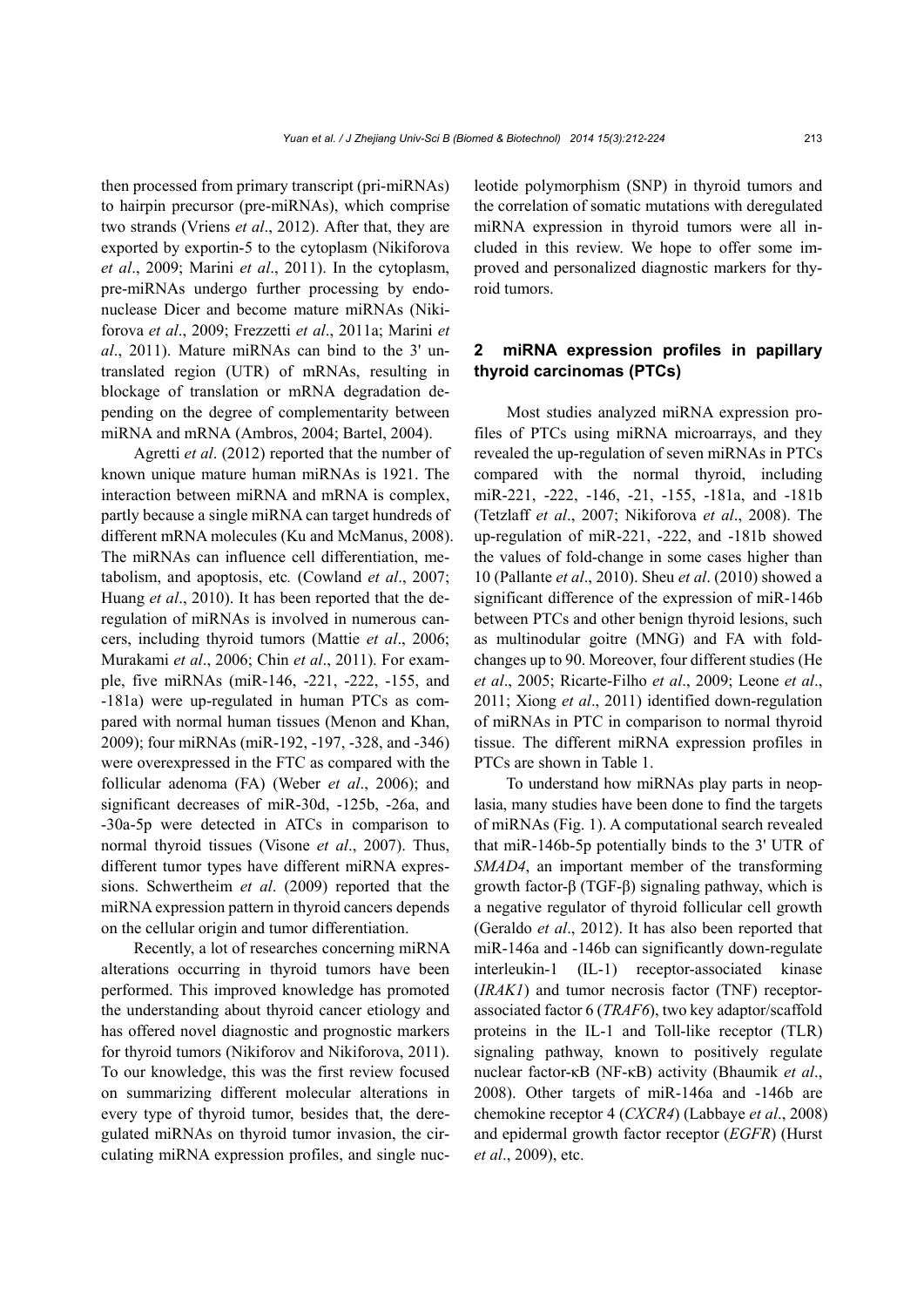then processed from primary transcript (pri-miRNAs) to hairpin precursor (pre-miRNAs), which comprise two strands (Vriens *et al*., 2012). After that, they are exported by exportin-5 to the cytoplasm (Nikiforova *et al*., 2009; Marini *et al*., 2011). In the cytoplasm, pre-miRNAs undergo further processing by endonuclease Dicer and become mature miRNAs (Nikiforova *et al*., 2009; Frezzetti *et al*., 2011a; Marini *et al*., 2011). Mature miRNAs can bind to the 3' untranslated region (UTR) of mRNAs, resulting in blockage of translation or mRNA degradation depending on the degree of complementarity between miRNA and mRNA (Ambros, 2004; Bartel, 2004).

Agretti *et al*. (2012) reported that the number of known unique mature human miRNAs is 1921. The interaction between miRNA and mRNA is complex, partly because a single miRNA can target hundreds of different mRNA molecules (Ku and McManus, 2008). The miRNAs can influence cell differentiation, metabolism, and apoptosis, etc. (Cowland *et al*., 2007; Huang *et al*., 2010). It has been reported that the deregulation of miRNAs is involved in numerous cancers, including thyroid tumors (Mattie *et al*., 2006; Murakami *et al*., 2006; Chin *et al*., 2011). For example, five miRNAs (miR-146, -221, -222, -155, and -181a) were up-regulated in human PTCs as compared with normal human tissues (Menon and Khan, 2009); four miRNAs (miR-192, -197, -328, and -346) were overexpressed in the FTC as compared with the follicular adenoma (FA) (Weber *et al*., 2006); and significant decreases of miR-30d, -125b, -26a, and -30a-5p were detected in ATCs in comparison to normal thyroid tissues (Visone *et al*., 2007). Thus, different tumor types have different miRNA expressions. Schwertheim *et al*. (2009) reported that the miRNA expression pattern in thyroid cancers depends on the cellular origin and tumor differentiation.

Recently, a lot of researches concerning miRNA alterations occurring in thyroid tumors have been performed. This improved knowledge has promoted the understanding about thyroid cancer etiology and has offered novel diagnostic and prognostic markers for thyroid tumors (Nikiforov and Nikiforova, 2011). To our knowledge, this was the first review focused on summarizing different molecular alterations in every type of thyroid tumor, besides that, the deregulated miRNAs on thyroid tumor invasion, the circulating miRNA expression profiles, and single nucleotide polymorphism (SNP) in thyroid tumors and the correlation of somatic mutations with deregulated miRNA expression in thyroid tumors were all included in this review. We hope to offer some improved and personalized diagnostic markers for thyroid tumors.

## 2 miRNA expression profiles in papillary thyroid carcinomas (PTCs)

Most studies analyzed miRNA expression profiles of PTCs using miRNA microarrays, and they revealed the up-regulation of seven miRNAs in PTCs compared with the normal thyroid, including miR-221, -222, -146, -21, -155, -181a, and -181b (Tetzlaff *et al*., 2007; Nikiforova *et al*., 2008). The up-regulation of miR-221, -222, and -181b showed the values of fold-change in some cases higher than 10 (Pallante *et al*., 2010). Sheu *et al*. (2010) showed a significant difference of the expression of miR-146b between PTCs and other benign thyroid lesions, such as multinodular goitre (MNG) and FA with fold-changes up to 90. Moreover, four different studies (He *et al*., 2005; Ricarte-Filho *et al*., 2009; Leone *et al*., 2011; Xiong *et al*., 2011) identified down-regulation of miRNAs in PTC in comparison to normal thyroid tissue. The different miRNA expression profiles in PTCs are shown in Table 1.

To understand how miRNAs play parts in neoplasia, many studies have been done to find the targets of miRNAs (Fig. 1). A computational search revealed that miR-146b-5p potentially binds to the 3' UTR of *SMAD4*, an important member of the transforming growth factor-β (TGF-β) signaling pathway, which is a negative regulator of thyroid follicular cell growth (Geraldo *et al*., 2012). It has also been reported that miR-146a and -146b can significantly down-regulate interleukin-1 (IL-1) receptor-associated kinase (*IRAK1*) and tumor necrosis factor (TNF) receptor-associated factor 6 (*TRAF6*), two key adaptor/scaffold proteins in the IL-1 and Toll-like receptor (TLR) signaling pathway, known to positively regulate nuclear factor-κB (NF-κB) activity (Bhaumik *et al*., 2008). Other targets of miR-146a and -146b are chemokine receptor 4 (*CXCR4*) (Labbaye *et al*., 2008) and epidermal growth factor receptor (*EGFR*) (Hurst *et al*., 2009), etc.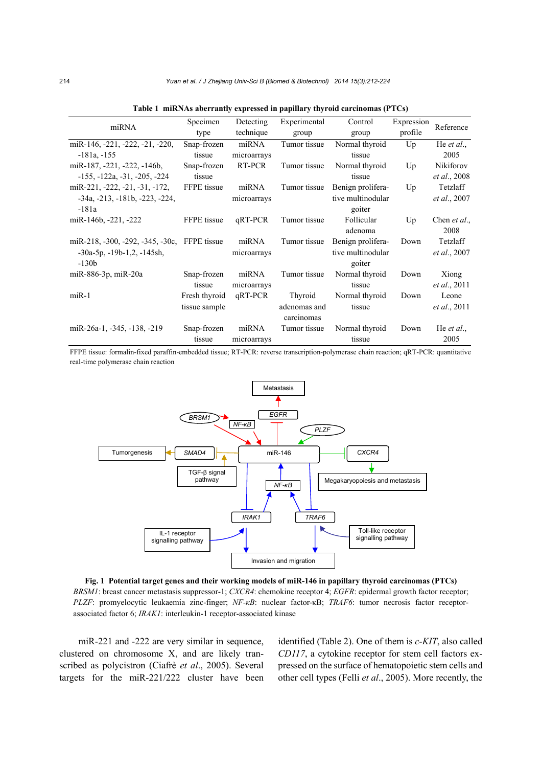**Table 1 miRNAs aberrantly expressed in papillary thyroid carcinomas (PTCs)**

| miRNA | Specimen type | Detecting technique | Experimental group | Control group | Expression profile | Reference |
|---|---|---|---|---|---|---|
| miR-146, -221, -222, -21, -220, -181a, -155 | Snap-frozen tissue | miRNA microarrays | Tumor tissue | Normal thyroid tissue | Up | He *et al.*, 2005 |
| miR-187, -221, -222, -146b, -155, -122a, -31, -205, -224 | Snap-frozen tissue | RT-PCR | Tumor tissue | Normal thyroid tissue | Up | Nikiforov *et al.*, 2008 |
| miR-221, -222, -21, -31, -172, -34a, -213, -181b, -223, -224, -181a | FFPE tissue | miRNA microarrays | Tumor tissue | Benign proliferative multinodular goiter | Up | Tetzlaff *et al.*, 2007 |
| miR-146b, -221, -222 | FFPE tissue | qRT-PCR | Tumor tissue | Follicular adenoma | Up | Chen *et al.*, 2008 |
| miR-218, -300, -292, -345, -30c, -30a-5p, -19b-1,2, -145sh, -130b | FFPE tissue | miRNA microarrays | Tumor tissue | Benign proliferative multinodular goiter | Down | Tetzlaff *et al.*, 2007 |
| miR-886-3p, miR-20a | Snap-frozen tissue | miRNA microarrays | Tumor tissue | Normal thyroid tissue | Down | Xiong *et al.*, 2011 |
| miR-1 | Fresh thyroid tissue sample | qRT-PCR | Thyroid adenomas and carcinomas | Normal thyroid tissue | Down | Leone *et al.*, 2011 |
| miR-26a-1, -345, -138, -219 | Snap-frozen tissue | miRNA microarrays | Tumor tissue | Normal thyroid tissue | Down | He *et al.*, 2005 |

FFPE tissue: formalin-fixed paraffin-embedded tissue; RT-PCR: reverse transcription-polymerase chain reaction; qRT-PCR: quantitative real-time polymerase chain reaction

**Fig. 1 Potential target genes and their working models of miR-146 in papillary thyroid carcinomas (PTCs)**
*BRSM1*: breast cancer metastasis suppressor-1; *CXCR4*: chemokine receptor 4; *EGFR*: epidermal growth factor receptor; *PLZF*: promyelocytic leukaemia zinc-finger; *NF-κB*: nuclear factor-κB; *TRAF6*: tumor necrosis factor receptor-associated factor 6; *IRAK1*: interleukin-1 receptor-associated kinase

miR-221 and -222 are very similar in sequence, clustered on chromosome X, and are likely transcribed as polycistron (Ciafrè *et al*., 2005). Several targets for the miR-221/222 cluster have been identified (Table 2). One of them is *c-KIT*, also called *CD117*, a cytokine receptor for stem cell factors expressed on the surface of hematopoietic stem cells and other cell types (Felli *et al*., 2005). More recently, the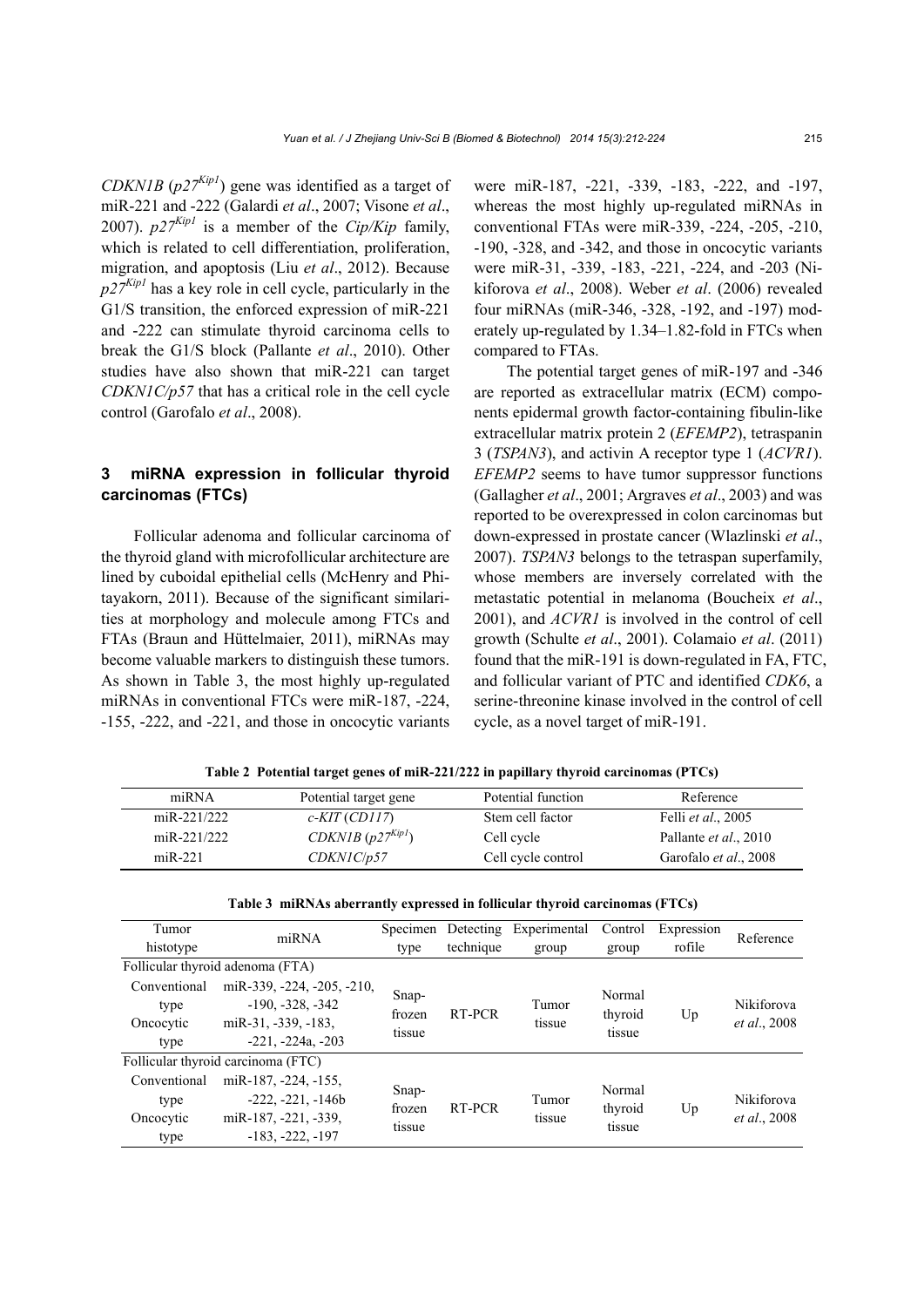*CDKN1B* ($p27^{Kip1}$) gene was identified as a target of miR-221 and -222 (Galardi *et al*., 2007; Visone *et al*., 2007). $p27^{Kip1}$ is a member of the *Cip/Kip* family, which is related to cell differentiation, proliferation, migration, and apoptosis (Liu *et al*., 2012). Because $p27^{Kip1}$ has a key role in cell cycle, particularly in the G1/S transition, the enforced expression of miR-221 and -222 can stimulate thyroid carcinoma cells to break the G1/S block (Pallante *et al*., 2010). Other studies have also shown that miR-221 can target *CDKN1C/p57* that has a critical role in the cell cycle control (Garofalo *et al*., 2008).

## 3 miRNA expression in follicular thyroid carcinomas (FTCs)

Follicular adenoma and follicular carcinoma of the thyroid gland with microfollicular architecture are lined by cuboidal epithelial cells (McHenry and Phitayakorn, 2011). Because of the significant similarities at morphology and molecule among FTCs and FTAs (Braun and Hüttelmaier, 2011), miRNAs may become valuable markers to distinguish these tumors. As shown in Table 3, the most highly up-regulated miRNAs in conventional FTCs were miR-187, -224, -155, -222, and -221, and those in oncocytic variants were miR-187, -221, -339, -183, -222, and -197, whereas the most highly up-regulated miRNAs in conventional FTAs were miR-339, -224, -205, -210, -190, -328, and -342, and those in oncocytic variants were miR-31, -339, -183, -221, -224, and -203 (Nikiforova *et al*., 2008). Weber *et al*. (2006) revealed four miRNAs (miR-346, -328, -192, and -197) moderately up-regulated by 1.34–1.82-fold in FTCs when compared to FTAs.

The potential target genes of miR-197 and -346 are reported as extracellular matrix (ECM) components epidermal growth factor-containing fibulin-like extracellular matrix protein 2 (*EFEMP2*), tetraspanin 3 (*TSPAN3*), and activin A receptor type 1 (*ACVR1*). *EFEMP2* seems to have tumor suppressor functions (Gallagher *et al*., 2001; Argraves *et al*., 2003) and was reported to be overexpressed in colon carcinomas but down-expressed in prostate cancer (Wlazlinski *et al*., 2007). *TSPAN3* belongs to the tetraspan superfamily, whose members are inversely correlated with the metastatic potential in melanoma (Boucheix *et al*., 2001), and *ACVR1* is involved in the control of cell growth (Schulte *et al*., 2001). Colamaio *et al*. (2011) found that the miR-191 is down-regulated in FA, FTC, and follicular variant of PTC and identified *CDK6*, a serine-threonine kinase involved in the control of cell cycle, as a novel target of miR-191.

**Table 2 Potential target genes of miR-221/222 in papillary thyroid carcinomas (PTCs)**

| miRNA | Potential target gene | Potential function | Reference |
|---|---|---|---|
| miR-221/222 | *c-KIT* (*CD117*) | Stem cell factor | Felli *et al*., 2005 |
| miR-221/222 | *CDKN1B* ($p27^{Kip1}$) | Cell cycle | Pallante *et al*., 2010 |
| miR-221 | *CDKN1C/p57* | Cell cycle control | Garofalo *et al*., 2008 |

**Table 3 miRNAs aberrantly expressed in follicular thyroid carcinomas (FTCs)**

| Tumor histotype | miRNA | Specimen type | Detecting technique | Experimental group | Control group | Expression rofile | Reference |
|---|---|---|---|---|---|---|---|
| Follicular thyroid adenoma (FTA) | | | | | | | |
| Conventional type | miR-339, -224, -205, -210, -190, -328, -342 | Snap-frozen tissue | RT-PCR | Tumor tissue | Normal thyroid tissue | Up | Nikiforova *et al*., 2008 |
| Oncocytic type | miR-31, -339, -183, -221, -224a, -203 | | | | | | |
| Follicular thyroid carcinoma (FTC) | | | | | | | |
| Conventional type | miR-187, -224, -155, -222, -221, -146b | Snap-frozen tissue | RT-PCR | Tumor tissue | Normal thyroid tissue | Up | Nikiforova *et al*., 2008 |
| Oncocytic type | miR-187, -221, -339, -183, -222, -197 | | | | | | |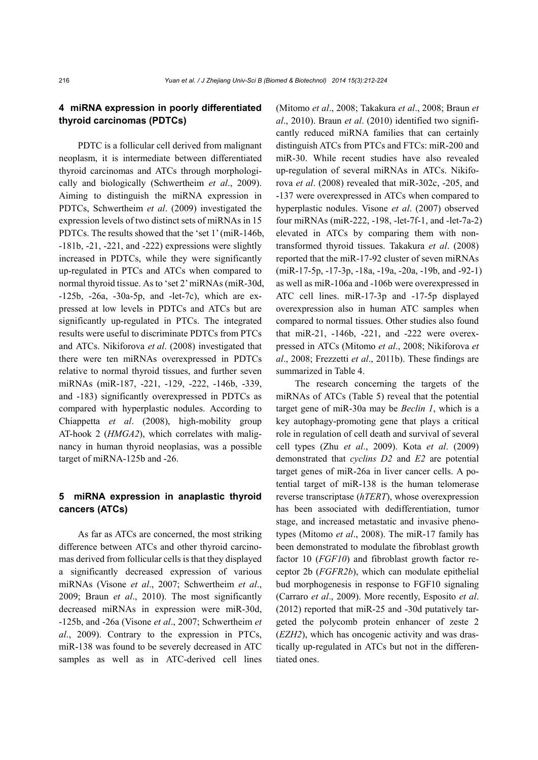## 4 miRNA expression in poorly differentiated thyroid carcinomas (PDTCs)

PDTC is a follicular cell derived from malignant neoplasm, it is intermediate between differentiated thyroid carcinomas and ATCs through morphologically and biologically (Schwertheim *et al*., 2009). Aiming to distinguish the miRNA expression in PDTCs, Schwertheim *et al*. (2009) investigated the expression levels of two distinct sets of miRNAs in 15 PDTCs. The results showed that the 'set 1' (miR-146b, -181b, -21, -221, and -222) expressions were slightly increased in PDTCs, while they were significantly up-regulated in PTCs and ATCs when compared to normal thyroid tissue. As to 'set 2' miRNAs (miR-30d, -125b, -26a, -30a-5p, and -let-7c), which are expressed at low levels in PDTCs and ATCs but are significantly up-regulated in PTCs. The integrated results were useful to discriminate PDTCs from PTCs and ATCs. Nikiforova *et al*. (2008) investigated that there were ten miRNAs overexpressed in PDTCs relative to normal thyroid tissues, and further seven miRNAs (miR-187, -221, -129, -222, -146b, -339, and -183) significantly overexpressed in PDTCs as compared with hyperplastic nodules. According to Chiappetta *et al*. (2008), high-mobility group AT-hook 2 (*HMGA2*), which correlates with malignancy in human thyroid neoplasias, was a possible target of miRNA-125b and -26.

## 5 miRNA expression in anaplastic thyroid cancers (ATCs)

As far as ATCs are concerned, the most striking difference between ATCs and other thyroid carcinomas derived from follicular cells is that they displayed a significantly decreased expression of various miRNAs (Visone *et al*., 2007; Schwertheim *et al*., 2009; Braun *et al*., 2010). The most significantly decreased miRNAs in expression were miR-30d, -125b, and -26a (Visone *et al*., 2007; Schwertheim *et al*., 2009). Contrary to the expression in PTCs, miR-138 was found to be severely decreased in ATC samples as well as in ATC-derived cell lines (Mitomo *et al*., 2008; Takakura *et al*., 2008; Braun *et al*., 2010). Braun *et al*. (2010) identified two significantly reduced miRNA families that can certainly distinguish ATCs from PTCs and FTCs: miR-200 and miR-30. While recent studies have also revealed up-regulation of several miRNAs in ATCs. Nikiforova *et al*. (2008) revealed that miR-302c, -205, and -137 were overexpressed in ATCs when compared to hyperplastic nodules. Visone *et al*. (2007) observed four miRNAs (miR-222, -198, -let-7f-1, and -let-7a-2) elevated in ATCs by comparing them with non-transformed thyroid tissues. Takakura *et al*. (2008) reported that the miR-17-92 cluster of seven miRNAs (miR-17-5p, -17-3p, -18a, -19a, -20a, -19b, and -92-1) as well as miR-106a and -106b were overexpressed in ATC cell lines. miR-17-3p and -17-5p displayed overexpression also in human ATC samples when compared to normal tissues. Other studies also found that miR-21, -146b, -221, and -222 were overexpressed in ATCs (Mitomo *et al*., 2008; Nikiforova *et al*., 2008; Frezzetti *et al*., 2011b). These findings are summarized in Table 4.

The research concerning the targets of the miRNAs of ATCs (Table 5) reveal that the potential target gene of miR-30a may be *Beclin 1*, which is a key autophagy-promoting gene that plays a critical role in regulation of cell death and survival of several cell types (Zhu *et al*., 2009). Kota *et al*. (2009) demonstrated that *cyclins D2* and *E2* are potential target genes of miR-26a in liver cancer cells. A potential target of miR-138 is the human telomerase reverse transcriptase (*hTERT*), whose overexpression has been associated with dedifferentiation, tumor stage, and increased metastatic and invasive phenotypes (Mitomo *et al*., 2008). The miR-17 family has been demonstrated to modulate the fibroblast growth factor 10 (*FGF10*) and fibroblast growth factor receptor 2b (*FGFR2b*), which can modulate epithelial bud morphogenesis in response to FGF10 signaling (Carraro *et al*., 2009). More recently, Esposito *et al*. (2012) reported that miR-25 and -30d putatively targeted the polycomb protein enhancer of zeste 2 (*EZH2*), which has oncogenic activity and was drastically up-regulated in ATCs but not in the differentiated ones.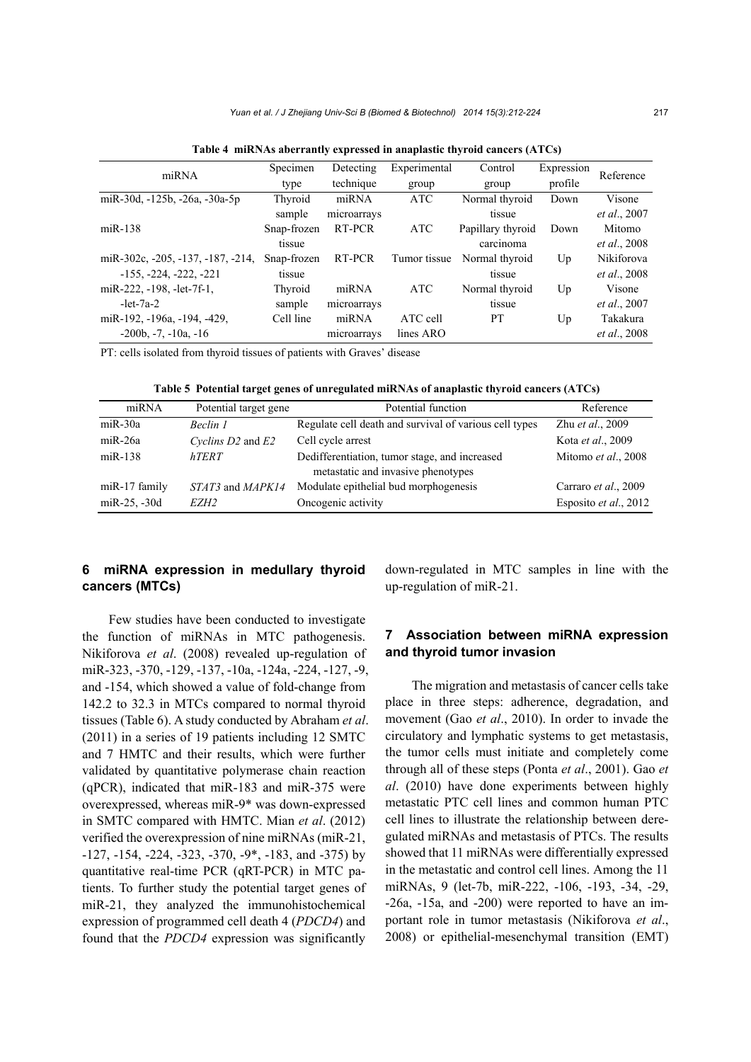**Table 4 miRNAs aberrantly expressed in anaplastic thyroid cancers (ATCs)**

| miRNA | Specimen type | Detecting technique | Experimental group | Control group | Expression profile | Reference |
|---|---|---|---|---|---|---|
| miR-30d, -125b, -26a, -30a-5p | Thyroid sample | miRNA microarrays | ATC | Normal thyroid tissue | Down | Visone *et al*., 2007 |
| miR-138 | Snap-frozen tissue | RT-PCR | ATC | Papillary thyroid carcinoma | Down | Mitomo *et al*., 2008 |
| miR-302c, -205, -137, -187, -214, -155, -224, -222, -221 | Snap-frozen tissue | RT-PCR | Tumor tissue | Normal thyroid tissue | Up | Nikiforova *et al*., 2008 |
| miR-222, -198, -let-7f-1, -let-7a-2 | Thyroid sample | miRNA microarrays | ATC | Normal thyroid tissue | Up | Visone *et al*., 2007 |
| miR-192, -196a, -194, -429, -200b, -7, -10a, -16 | Cell line | miRNA microarrays | ATC cell lines ARO | PT | Up | Takakura *et al*., 2008 |

PT: cells isolated from thyroid tissues of patients with Graves' disease

**Table 5 Potential target genes of unregulated miRNAs of anaplastic thyroid cancers (ATCs)**

| miRNA | Potential target gene | Potential function | Reference |
|---|---|---|---|
| miR-30a | *Beclin 1* | Regulate cell death and survival of various cell types | Zhu *et al*., 2009 |
| miR-26a | *Cyclins D2* and *E2* | Cell cycle arrest | Kota *et al*., 2009 |
| miR-138 | *hTERT* | Dedifferentiation, tumor stage, and increased metastatic and invasive phenotypes | Mitomo *et al*., 2008 |
| miR-17 family | *STAT3* and *MAPK14* | Modulate epithelial bud morphogenesis | Carraro *et al*., 2009 |
| miR-25, -30d | *EZH2* | Oncogenic activity | Esposito *et al*., 2012 |

## 6 miRNA expression in medullary thyroid cancers (MTCs)

Few studies have been conducted to investigate the function of miRNAs in MTC pathogenesis. Nikiforova *et al*. (2008) revealed up-regulation of miR-323, -370, -129, -137, -10a, -124a, -224, -127, -9, and -154, which showed a value of fold-change from 142.2 to 32.3 in MTCs compared to normal thyroid tissues (Table 6). A study conducted by Abraham *et al*. (2011) in a series of 19 patients including 12 SMTC and 7 HMTC and their results, which were further validated by quantitative polymerase chain reaction (qPCR), indicated that miR-183 and miR-375 were overexpressed, whereas miR-9* was down-expressed in SMTC compared with HMTC. Mian *et al*. (2012) verified the overexpression of nine miRNAs (miR-21, -127, -154, -224, -323, -370, -9*, -183, and -375) by quantitative real-time PCR (qRT-PCR) in MTC patients. To further study the potential target genes of miR-21, they analyzed the immunohistochemical expression of programmed cell death 4 (*PDCD4*) and found that the *PDCD4* expression was significantly down-regulated in MTC samples in line with the up-regulation of miR-21.

## 7 Association between miRNA expression and thyroid tumor invasion

The migration and metastasis of cancer cells take place in three steps: adherence, degradation, and movement (Gao *et al*., 2010). In order to invade the circulatory and lymphatic systems to get metastasis, the tumor cells must initiate and completely come through all of these steps (Ponta *et al*., 2001). Gao *et al*. (2010) have done experiments between highly metastatic PTC cell lines and common human PTC cell lines to illustrate the relationship between deregulated miRNAs and metastasis of PTCs. The results showed that 11 miRNAs were differentially expressed in the metastatic and control cell lines. Among the 11 miRNAs, 9 (let-7b, miR-222, -106, -193, -34, -29, -26a, -15a, and -200) were reported to have an important role in tumor metastasis (Nikiforova *et al*., 2008) or epithelial-mesenchymal transition (EMT)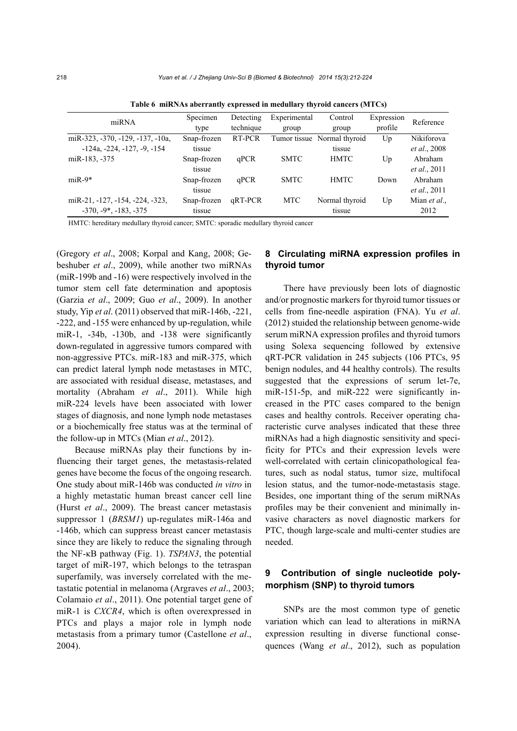**Table 6 miRNAs aberrantly expressed in medullary thyroid cancers (MTCs)**

| miRNA | Specimen type | Detecting technique | Experimental group | Control group | Expression profile | Reference |
|---|---|---|---|---|---|---|
| miR-323, -370, -129, -137, -10a, -124a, -224, -127, -9, -154 | Snap-frozen tissue | RT-PCR | Tumor tissue | Normal thyroid tissue | Up | Nikiforova *et al*., 2008 |
| miR-183, -375 | Snap-frozen tissue | qPCR | SMTC | HMTC | Up | Abraham *et al*., 2011 |
| miR-9* | Snap-frozen tissue | qPCR | SMTC | HMTC | Down | Abraham *et al*., 2011 |
| miR-21, -127, -154, -224, -323, -370, -9*, -183, -375 | Snap-frozen tissue | qRT-PCR | MTC | Normal thyroid tissue | Up | Mian *et al*., 2012 |

HMTC: hereditary medullary thyroid cancer; SMTC: sporadic medullary thyroid cancer

(Gregory *et al*., 2008; Korpal and Kang, 2008; Gebeshuber *et al*., 2009), while another two miRNAs (miR-199b and -16) were respectively involved in the tumor stem cell fate determination and apoptosis (Garzia *et al*., 2009; Guo *et al*., 2009). In another study, Yip *et al*. (2011) observed that miR-146b, -221, -222, and -155 were enhanced by up-regulation, while miR-1, -34b, -130b, and -138 were significantly down-regulated in aggressive tumors compared with non-aggressive PTCs. miR-183 and miR-375, which can predict lateral lymph node metastases in MTC, are associated with residual disease, metastases, and mortality (Abraham *et al*., 2011). While high miR-224 levels have been associated with lower stages of diagnosis, and none lymph node metastases or a biochemically free status was at the terminal of the follow-up in MTCs (Mian *et al*., 2012).

Because miRNAs play their functions by influencing their target genes, the metastasis-related genes have become the focus of the ongoing research. One study about miR-146b was conducted *in vitro* in a highly metastatic human breast cancer cell line (Hurst *et al*., 2009). The breast cancer metastasis suppressor 1 (*BRSM1*) up-regulates miR-146a and -146b, which can suppress breast cancer metastasis since they are likely to reduce the signaling through the NF-κB pathway (Fig. 1). *TSPAN3*, the potential target of miR-197, which belongs to the tetraspan superfamily, was inversely correlated with the metastatic potential in melanoma (Argraves *et al*., 2003; Colamaio *et al*., 2011). One potential target gene of miR-1 is *CXCR4*, which is often overexpressed in PTCs and plays a major role in lymph node metastasis from a primary tumor (Castellone *et al*., 2004).

## 8 Circulating miRNA expression profiles in thyroid tumor

There have previously been lots of diagnostic and/or prognostic markers for thyroid tumor tissues or cells from fine-needle aspiration (FNA). Yu *et al*. (2012) stuided the relationship between genome-wide serum miRNA expression profiles and thyroid tumors using Solexa sequencing followed by extensive qRT-PCR validation in 245 subjects (106 PTCs, 95 benign nodules, and 44 healthy controls). The results suggested that the expressions of serum let-7e, miR-151-5p, and miR-222 were significantly increased in the PTC cases compared to the benign cases and healthy controls. Receiver operating characteristic curve analyses indicated that these three miRNAs had a high diagnostic sensitivity and specificity for PTCs and their expression levels were well-correlated with certain clinicopathological features, such as nodal status, tumor size, multifocal lesion status, and the tumor-node-metastasis stage. Besides, one important thing of the serum miRNAs profiles may be their convenient and minimally invasive characters as novel diagnostic markers for PTC, though large-scale and multi-center studies are needed.

## 9 Contribution of single nucleotide polymorphism (SNP) to thyroid tumors

SNPs are the most common type of genetic variation which can lead to alterations in miRNA expression resulting in diverse functional consequences (Wang *et al*., 2012), such as population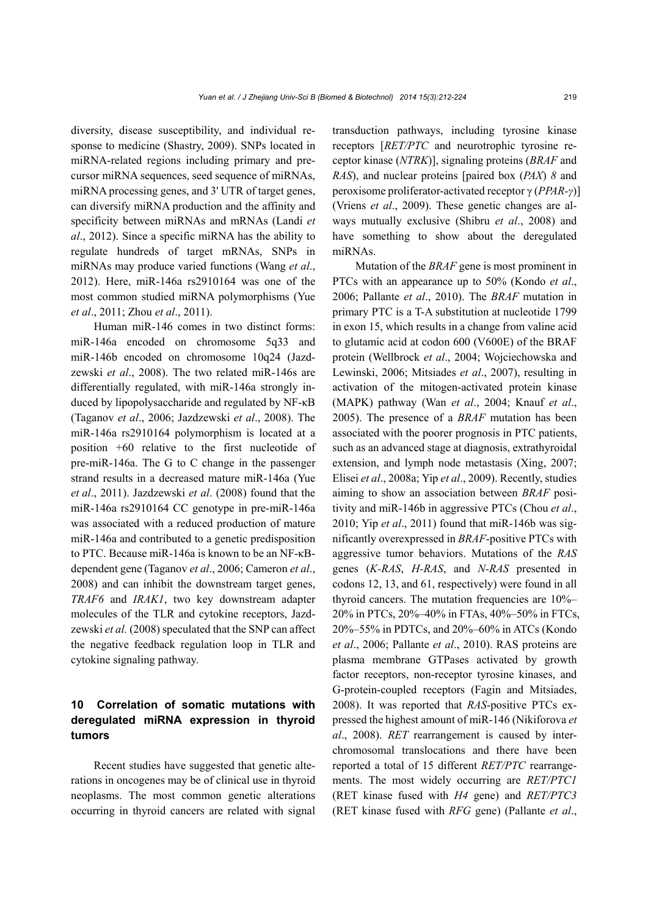diversity, disease susceptibility, and individual response to medicine (Shastry, 2009). SNPs located in miRNA-related regions including primary and precursor miRNA sequences, seed sequence of miRNAs, miRNA processing genes, and 3' UTR of target genes, can diversify miRNA production and the affinity and specificity between miRNAs and mRNAs (Landi *et al*., 2012). Since a specific miRNA has the ability to regulate hundreds of target mRNAs, SNPs in miRNAs may produce varied functions (Wang *et al*., 2012). Here, miR-146a rs2910164 was one of the most common studied miRNA polymorphisms (Yue *et al*., 2011; Zhou *et al*., 2011).

Human miR-146 comes in two distinct forms: miR-146a encoded on chromosome 5q33 and miR-146b encoded on chromosome 10q24 (Jazdzewski *et al*., 2008). The two related miR-146s are differentially regulated, with miR-146a strongly induced by lipopolysaccharide and regulated by NF-κB (Taganov *et al*., 2006; Jazdzewski *et al*., 2008). The miR-146a rs2910164 polymorphism is located at a position +60 relative to the first nucleotide of pre-miR-146a. The G to C change in the passenger strand results in a decreased mature miR-146a (Yue *et al*., 2011). Jazdzewski *et al*. (2008) found that the miR-146a rs2910164 CC genotype in pre-miR-146a was associated with a reduced production of mature miR-146a and contributed to a genetic predisposition to PTC. Because miR-146a is known to be an NF-κB-dependent gene (Taganov *et al*., 2006; Cameron *et al*., 2008) and can inhibit the downstream target genes, *TRAF6* and *IRAK1*, two key downstream adapter molecules of the TLR and cytokine receptors, Jazdzewski *et al.* (2008) speculated that the SNP can affect the negative feedback regulation loop in TLR and cytokine signaling pathway.

## 10 Correlation of somatic mutations with deregulated miRNA expression in thyroid tumors

Recent studies have suggested that genetic alterations in oncogenes may be of clinical use in thyroid neoplasms. The most common genetic alterations occurring in thyroid cancers are related with signal transduction pathways, including tyrosine kinase receptors [*RET/PTC* and neurotrophic tyrosine receptor kinase (*NTRK*)], signaling proteins (*BRAF* and *RAS*), and nuclear proteins [paired box (*PAX*) *8* and peroxisome proliferator-activated receptor γ (*PPAR-γ*)] (Vriens *et al*., 2009). These genetic changes are always mutually exclusive (Shibru *et al*., 2008) and have something to show about the deregulated miRNAs.

Mutation of the *BRAF* gene is most prominent in PTCs with an appearance up to 50% (Kondo *et al*., 2006; Pallante *et al*., 2010). The *BRAF* mutation in primary PTC is a T-A substitution at nucleotide 1799 in exon 15, which results in a change from valine acid to glutamic acid at codon 600 (V600E) of the BRAF protein (Wellbrock *et al*., 2004; Wojciechowska and Lewinski, 2006; Mitsiades *et al*., 2007), resulting in activation of the mitogen-activated protein kinase (MAPK) pathway (Wan *et al*., 2004; Knauf *et al*., 2005). The presence of a *BRAF* mutation has been associated with the poorer prognosis in PTC patients, such as an advanced stage at diagnosis, extrathyroidal extension, and lymph node metastasis (Xing, 2007; Elisei *et al*., 2008a; Yip *et al*., 2009). Recently, studies aiming to show an association between *BRAF* positivity and miR-146b in aggressive PTCs (Chou *et al*., 2010; Yip *et al*., 2011) found that miR-146b was significantly overexpressed in *BRAF*-positive PTCs with aggressive tumor behaviors. Mutations of the *RAS* genes (*K-RAS*, *H-RAS*, and *N-RAS* presented in codons 12, 13, and 61, respectively) were found in all thyroid cancers. The mutation frequencies are 10%–20% in PTCs, 20%–40% in FTAs, 40%–50% in FTCs, 20%–55% in PDTCs, and 20%–60% in ATCs (Kondo *et al*., 2006; Pallante *et al*., 2010). RAS proteins are plasma membrane GTPases activated by growth factor receptors, non-receptor tyrosine kinases, and G-protein-coupled receptors (Fagin and Mitsiades, 2008). It was reported that *RAS*-positive PTCs expressed the highest amount of miR-146 (Nikiforova *et al*., 2008). *RET* rearrangement is caused by interchromosomal translocations and there have been reported a total of 15 different *RET/PTC* rearrangements. The most widely occurring are *RET/PTC1* (RET kinase fused with *H4* gene) and *RET/PTC3* (RET kinase fused with *RFG* gene) (Pallante *et al*.,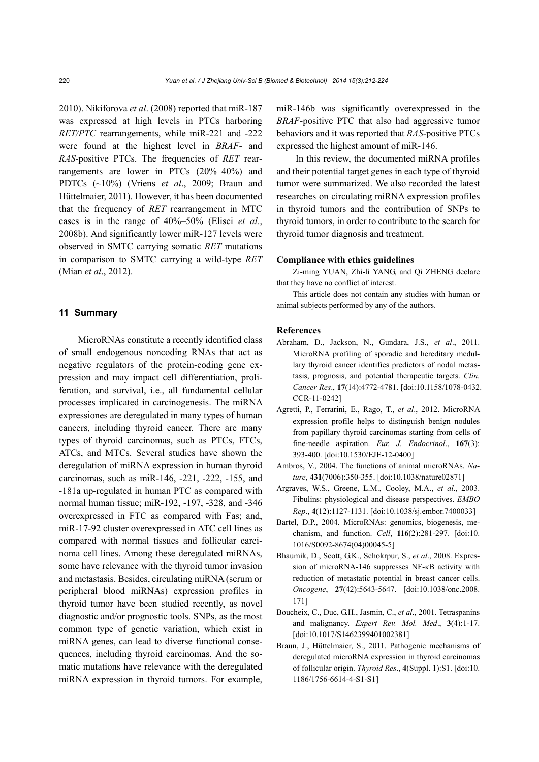2010). Nikiforova *et al*. (2008) reported that miR-187 was expressed at high levels in PTCs harboring *RET/PTC* rearrangements, while miR-221 and -222 were found at the highest level in *BRAF*- and *RAS*-positive PTCs. The frequencies of *RET* rearrangements are lower in PTCs (20%–40%) and PDTCs (~10%) (Vriens *et al*., 2009; Braun and Hüttelmaier, 2011). However, it has been documented that the frequency of *RET* rearrangement in MTC cases is in the range of 40%–50% (Elisei *et al*., 2008b). And significantly lower miR-127 levels were observed in SMTC carrying somatic *RET* mutations in comparison to SMTC carrying a wild-type *RET* (Mian *et al*., 2012).

## 11 Summary

MicroRNAs constitute a recently identified class of small endogenous noncoding RNAs that act as negative regulators of the protein-coding gene expression and may impact cell differentiation, proliferation, and survival, i.e., all fundamental cellular processes implicated in carcinogenesis. The miRNA expressiones are deregulated in many types of human cancers, including thyroid cancer. There are many types of thyroid carcinomas, such as PTCs, FTCs, ATCs, and MTCs. Several studies have shown the deregulation of miRNA expression in human thyroid carcinomas, such as miR-146, -221, -222, -155, and -181a up-regulated in human PTC as compared with normal human tissue; miR-192, -197, -328, and -346 overexpressed in FTC as compared with Fas; and, miR-17-92 cluster overexpressed in ATC cell lines as compared with normal tissues and follicular carcinoma cell lines. Among these deregulated miRNAs, some have relevance with the thyroid tumor invasion and metastasis. Besides, circulating miRNA (serum or peripheral blood miRNAs) expression profiles in thyroid tumor have been studied recently, as novel diagnostic and/or prognostic tools. SNPs, as the most common type of genetic variation, which exist in miRNA genes, can lead to diverse functional consequences, including thyroid carcinomas. And the somatic mutations have relevance with the deregulated miRNA expression in thyroid tumors. For example, miR-146b was significantly overexpressed in the *BRAF*-positive PTC that also had aggressive tumor behaviors and it was reported that *RAS*-positive PTCs expressed the highest amount of miR-146.

In this review, the documented miRNA profiles and their potential target genes in each type of thyroid tumor were summarized. We also recorded the latest researches on circulating miRNA expression profiles in thyroid tumors and the contribution of SNPs to thyroid tumors, in order to contribute to the search for thyroid tumor diagnosis and treatment.

### Compliance with ethics guidelines

Zi-ming YUAN, Zhi-li YANG, and Qi ZHENG declare that they have no conflict of interest.

This article does not contain any studies with human or animal subjects performed by any of the authors.

## References

Abraham, D., Jackson, N., Gundara, J.S., *et al*., 2011. MicroRNA profiling of sporadic and hereditary medullary thyroid cancer identifies predictors of nodal metastasis, prognosis, and potential therapeutic targets. *Clin. Cancer Res*., **17**(14):4772-4781. [doi:10.1158/1078-0432.CCR-11-0242]

Agretti, P., Ferrarini, E., Rago, T., *et al*., 2012. MicroRNA expression profile helps to distinguish benign nodules from papillary thyroid carcinomas starting from cells of fine-needle aspiration. *Eur. J. Endocrinol*., **167**(3):393-400. [doi:10.1530/EJE-12-0400]

Ambros, V., 2004. The functions of animal microRNAs. *Nature*, **431**(7006):350-355. [doi:10.1038/nature02871]

Argraves, W.S., Greene, L.M., Cooley, M.A., *et al*., 2003. Fibulins: physiological and disease perspectives. *EMBO Rep*., **4**(12):1127-1131. [doi:10.1038/sj.embor.7400033]

Bartel, D.P., 2004. MicroRNAs: genomics, biogenesis, mechanism, and function. *Cell*, **116**(2):281-297. [doi:10.1016/S0092-8674(04)00045-5]

Bhaumik, D., Scott, G.K., Schokrpur, S., *et al*., 2008. Expression of microRNA-146 suppresses NF-κB activity with reduction of metastatic potential in breast cancer cells. *Oncogene*, **27**(42):5643-5647. [doi:10.1038/onc.2008.171]

Boucheix, C., Duc, G.H., Jasmin, C., *et al*., 2001. Tetraspanins and malignancy. *Expert Rev. Mol. Med*., **3**(4):1-17. [doi:10.1017/S1462399401002381]

Braun, J., Hüttelmaier, S., 2011. Pathogenic mechanisms of deregulated microRNA expression in thyroid carcinomas of follicular origin. *Thyroid Res*., **4**(Suppl. 1):S1. [doi:10.1186/1756-6614-4-S1-S1]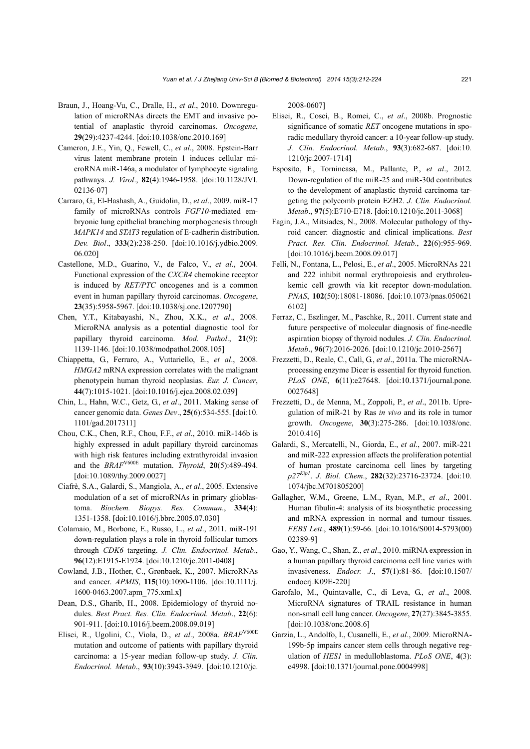Braun, J., Hoang-Vu, C., Dralle, H., *et al*., 2010. Downregulation of microRNAs directs the EMT and invasive potential of anaplastic thyroid carcinomas. *Oncogene*, **29**(29):4237-4244. [doi:10.1038/onc.2010.169]

Cameron, J.E., Yin, Q., Fewell, C., *et al*., 2008. Epstein-Barr virus latent membrane protein 1 induces cellular microRNA miR-146a, a modulator of lymphocyte signaling pathways. *J. Virol*., **82**(4):1946-1958. [doi:10.1128/JVI.02136-07]

Carraro, G., El-Hashash, A., Guidolin, D., *et al*., 2009. miR-17 family of microRNAs controls *FGF10*-mediated embryonic lung epithelial branching morphogenesis through *MAPK14* and *STAT3* regulation of E-cadherin distribution. *Dev. Biol*., **333**(2):238-250. [doi:10.1016/j.ydbio.2009.06.020]

Castellone, M.D., Guarino, V., de Falco, V., *et al*., 2004. Functional expression of the *CXCR4* chemokine receptor is induced by *RET/PTC* oncogenes and is a common event in human papillary thyroid carcinomas. *Oncogene*, **23**(35):5958-5967. [doi:10.1038/sj.onc.1207790]

Chen, Y.T., Kitabayashi, N., Zhou, X.K., *et al*., 2008. MicroRNA analysis as a potential diagnostic tool for papillary thyroid carcinoma. *Mod. Pathol*., **21**(9):1139-1146. [doi:10.1038/modpathol.2008.105]

Chiappetta, G., Ferraro, A., Vuttariello, E., *et al*., 2008. *HMGA2* mRNA expression correlates with the malignant phenotypein human thyroid neoplasias. *Eur. J. Cancer*, **44**(7):1015-1021. [doi:10.1016/j.ejca.2008.02.039]

Chin, L., Hahn, W.C., Getz, G., *et al*., 2011. Making sense of cancer genomic data. *Genes Dev*., **25**(6):534-555. [doi:10.1101/gad.2017311]

Chou, C.K., Chen, R.F., Chou, F.F., *et al*., 2010. miR-146b is highly expressed in adult papillary thyroid carcinomas with high risk features including extrathyroidal invasion and the $BRAF^{V600E}$ mutation. *Thyroid*, **20**(5):489-494. [doi:10.1089/thy.2009.0027]

Ciafrè, S.A., Galardi, S., Mangiola, A., *et al*., 2005. Extensive modulation of a set of microRNAs in primary glioblastoma. *Biochem. Biopys. Res. Commun*., **334**(4):1351-1358. [doi:10.1016/j.bbrc.2005.07.030]

Colamaio, M., Borbone, E., Russo, L., *et al*., 2011. miR-191 down-regulation plays a role in thyroid follicular tumors through *CDK6* targeting. *J. Clin. Endocrinol. Metab*., **96**(12):E1915-E1924. [doi:10.1210/jc.2011-0408]

Cowland, J.B., Hother, C., Grønbaek, K., 2007. MicroRNAs and cancer. *APMIS*, **115**(10):1090-1106. [doi:10.1111/j.1600-0463.2007.apm_775.xml.x]

Dean, D.S., Gharib, H., 2008. Epidemiology of thyroid nodules. *Best Pract. Res. Clin. Endocrinol. Metab*., **22**(6):901-911. [doi:10.1016/j.beem.2008.09.019]

Elisei, R., Ugolini, C., Viola, D., *et al*., 2008a. $BRAF^{V600E}$ mutation and outcome of patients with papillary thyroid carcinoma: a 15-year median follow-up study. *J. Clin. Endocrinol. Metab*., **93**(10):3943-3949. [doi:10.1210/jc.2008-0607]

Elisei, R., Cosci, B., Romei, C., *et al*., 2008b. Prognostic significance of somatic *RET* oncogene mutations in sporadic medullary thyroid cancer: a 10-year follow-up study. *J. Clin. Endocrinol. Metab*., **93**(3):682-687. [doi:10.1210/jc.2007-1714]

Esposito, F., Tornincasa, M., Pallante, P., *et al*., 2012. Down-regulation of the miR-25 and miR-30d contributes to the development of anaplastic thyroid carcinoma targeting the polycomb protein EZH2. *J. Clin. Endocrinol. Metab*., **97**(5):E710-E718. [doi:10.1210/jc.2011-3068]

Fagin, J.A., Mitsiades, N., 2008. Molecular pathology of thyroid cancer: diagnostic and clinical implications. *Best Pract. Res. Clin. Endocrinol. Metab*., **22**(6):955-969. [doi:10.1016/j.beem.2008.09.017]

Felli, N., Fontana, L., Pelosi, E., *et al*., 2005. MicroRNAs 221 and 222 inhibit normal erythropoiesis and erythroleukemic cell growth via kit receptor down-modulation. *PNAS*, **102**(50):18081-18086. [doi:10.1073/pnas.0506216102]

Ferraz, C., Eszlinger, M., Paschke, R., 2011. Current state and future perspective of molecular diagnosis of fine-needle aspiration biopsy of thyroid nodules. *J. Clin. Endocrinol. Metab*., **96**(7):2016-2026. [doi:10.1210/jc.2010-2567]

Frezzetti, D., Reale, C., Calì, G., *et al*., 2011a. The microRNA-processing enzyme Dicer is essential for thyroid function. *PLoS ONE*, **6**(11):e27648. [doi:10.1371/journal.pone.0027648]

Frezzetti, D., de Menna, M., Zoppoli, P., *et al*., 2011b. Upregulation of miR-21 by Ras *in vivo* and its role in tumor growth. *Oncogene*, **30**(3):275-286. [doi:10.1038/onc.2010.416]

Galardi, S., Mercatelli, N., Giorda, E., *et al*., 2007. miR-221 and miR-222 expression affects the proliferation potential of human prostate carcinoma cell lines by targeting $p27^{Kip1}$. *J. Biol. Chem*., **282**(32):23716-23724. [doi:10.1074/jbc.M701805200]

Gallagher, W.M., Greene, L.M., Ryan, M.P., *et al*., 2001. Human fibulin-4: analysis of its biosynthetic processing and mRNA expression in normal and tumour tissues. *FEBS Lett*., **489**(1):59-66. [doi:10.1016/S0014-5793(00)02389-9]

Gao, Y., Wang, C., Shan, Z., *et al*., 2010. miRNA expression in a human papillary thyroid carcinoma cell line varies with invasiveness. *Endocr. J*., **57**(1):81-86. [doi:10.1507/endocrj.K09E-220]

Garofalo, M., Quintavalle, C., di Leva, G., *et al*., 2008. MicroRNA signatures of TRAIL resistance in human non-small cell lung cancer. *Oncogene*, **27**(27):3845-3855. [doi:10.1038/onc.2008.6]

Garzia, L., Andolfo, I., Cusanelli, E., *et al*., 2009. MicroRNA-199b-5p impairs cancer stem cells through negative regulation of *HES1* in medulloblastoma. *PLoS ONE*, **4**(3):e4998. [doi:10.1371/journal.pone.0004998]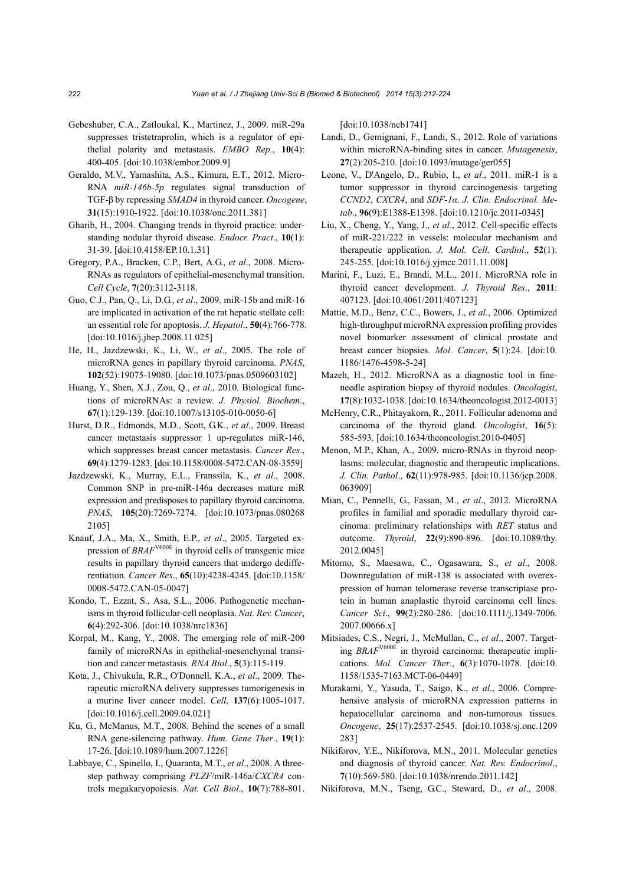Gebeshuber, C.A., Zatloukal, K., Martinez, J., 2009. miR-29a suppresses tristetraprolin, which is a regulator of epithelial polarity and metastasis. *EMBO Rep*., **10**(4): 400-405. [doi:10.1038/embor.2009.9]

Geraldo, M.V., Yamashita, A.S., Kimura, E.T., 2012. MicroRNA *miR-146b-5p* regulates signal transduction of TGF-β by repressing *SMAD4* in thyroid cancer. *Oncogene*, **31**(15):1910-1922. [doi:10.1038/onc.2011.381]

Gharib, H., 2004. Changing trends in thyroid practice: understanding nodular thyroid disease. *Endocr. Pract*., **10**(1): 31-39. [doi:10.4158/EP.10.1.31]

Gregory, P.A., Bracken, C.P., Bert, A.G., *et al*., 2008. MicroRNAs as regulators of epithelial-mesenchymal transition. *Cell Cycle*, **7**(20):3112-3118.

Guo, C.J., Pan, Q., Li, D.G., *et al*., 2009. miR-15b and miR-16 are implicated in activation of the rat hepatic stellate cell: an essential role for apoptosis. *J. Hepatol*., **50**(4):766-778. [doi:10.1016/j.jhep.2008.11.025]

He, H., Jazdzewski, K., Li, W., *et al*., 2005. The role of microRNA genes in papillary thyroid carcinoma. *PNAS*, **102**(52):19075-19080. [doi:10.1073/pnas.0509603102]

Huang, Y., Shen, X.J., Zou, Q., *et al*., 2010. Biological functions of microRNAs: a review. *J. Physiol. Biochem*., **67**(1):129-139. [doi:10.1007/s13105-010-0050-6]

Hurst, D.R., Edmonds, M.D., Scott, G.K., *et al*., 2009. Breast cancer metastasis suppressor 1 up-regulates miR-146, which suppresses breast cancer metastasis. *Cancer Res*., **69**(4):1279-1283. [doi:10.1158/0008-5472.CAN-08-3559]

Jazdzewski, K., Murray, E.L., Franssila, K., *et al*., 2008. Common SNP in pre-miR-146a decreases mature miR expression and predisposes to papillary thyroid carcinoma. *PNAS*, **105**(20):7269-7274. [doi:10.1073/pnas.0802682105]

Knauf, J.A., Ma, X., Smith, E.P., *et al*., 2005. Targeted expression of *BRAF*$^{V600E}$ in thyroid cells of transgenic mice results in papillary thyroid cancers that undergo dedifferentiation. *Cancer Res*., **65**(10):4238-4245. [doi:10.1158/0008-5472.CAN-05-0047]

Kondo, T., Ezzat, S., Asa, S.L., 2006. Pathogenetic mechanisms in thyroid follicular-cell neoplasia. *Nat. Rev. Cancer*, **6**(4):292-306. [doi:10.1038/nrc1836]

Korpal, M., Kang, Y., 2008. The emerging role of miR-200 family of microRNAs in epithelial-mesenchymal transition and cancer metastasis. *RNA Biol*., **5**(3):115-119.

Kota, J., Chivukula, R.R., O'Donnell, K.A., *et al*., 2009. Therapeutic microRNA delivery suppresses tumorigenesis in a murine liver cancer model. *Cell*, **137**(6):1005-1017. [doi:10.1016/j.cell.2009.04.021]

Ku, G., McManus, M.T., 2008. Behind the scenes of a small RNA gene-silencing pathway. *Hum. Gene Ther*., **19**(1): 17-26. [doi:10.1089/hum.2007.1226]

Labbaye, C., Spinello, I., Quaranta, M.T., *et al*., 2008. A three-step pathway comprising *PLZF*/miR-146a/*CXCR4* controls megakaryopoiesis. *Nat. Cell Biol*., **10**(7):788-801. [doi:10.1038/ncb1741]

Landi, D., Gemignani, F., Landi, S., 2012. Role of variations within microRNA-binding sites in cancer. *Mutagenesis*, **27**(2):205-210. [doi:10.1093/mutage/ger055]

Leone, V., D'Angelo, D., Rubio, I., *et al*., 2011. miR-1 is a tumor suppressor in thyroid carcinogenesis targeting *CCND2*, *CXCR4*, and *SDF-1α*. *J. Clin. Endocrinol. Metab*., **96**(9):E1388-E1398. [doi:10.1210/jc.2011-0345]

Liu, X., Cheng, Y., Yang, J., *et al*., 2012. Cell-specific effects of miR-221/222 in vessels: molecular mechanism and therapeutic application. *J. Mol. Cell. Cardiol*., **52**(1): 245-255. [doi:10.1016/j.yjmcc.2011.11.008]

Marini, F., Luzi, E., Brandi, M.L., 2011. MicroRNA role in thyroid cancer development. *J. Thyroid Res*., **2011**: 407123. [doi:10.4061/2011/407123]

Mattie, M.D., Benz, C.C., Bowers, J., *et al*., 2006. Optimized high-throughput microRNA expression profiling provides novel biomarker assessment of clinical prostate and breast cancer biopsies. *Mol. Cancer*, **5**(1):24. [doi:10.1186/1476-4598-5-24]

Mazeh, H., 2012. MicroRNA as a diagnostic tool in fine-needle aspiration biopsy of thyroid nodules. *Oncologist*, **17**(8):1032-1038. [doi:10.1634/theoncologist.2012-0013]

McHenry, C.R., Phitayakorn, R., 2011. Follicular adenoma and carcinoma of the thyroid gland. *Oncologist*, **16**(5): 585-593. [doi:10.1634/theoncologist.2010-0405]

Menon, M.P., Khan, A., 2009. micro-RNAs in thyroid neoplasms: molecular, diagnostic and therapeutic implications. *J. Clin. Pathol*., **62**(11):978-985. [doi:10.1136/jcp.2008.063909]

Mian, C., Pennelli, G., Fassan, M., *et al*., 2012. MicroRNA profiles in familial and sporadic medullary thyroid carcinoma: preliminary relationships with *RET* status and outcome. *Thyroid*, **22**(9):890-896. [doi:10.1089/thy.2012.0045]

Mitomo, S., Maesawa, C., Ogasawara, S., *et al*., 2008. Downregulation of miR-138 is associated with overexpression of human telomerase reverse transcriptase protein in human anaplastic thyroid carcinoma cell lines. *Cancer Sci*., **99**(2):280-286. [doi:10.1111/j.1349-7006.2007.00666.x]

Mitsiades, C.S., Negri, J., McMullan, C., *et al*., 2007. Targeting *BRAF*$^{V600E}$ in thyroid carcinoma: therapeutic implications. *Mol. Cancer Ther*., **6**(3):1070-1078. [doi:10.1158/1535-7163.MCT-06-0449]

Murakami, Y., Yasuda, T., Saigo, K., *et al*., 2006. Comprehensive analysis of microRNA expression patterns in hepatocellular carcinoma and non-tumorous tissues. *Oncogene*, **25**(17):2537-2545. [doi:10.1038/sj.onc.1209283]

Nikiforov, Y.E., Nikiforova, M.N., 2011. Molecular genetics and diagnosis of thyroid cancer. *Nat. Rev. Endocrinol*., **7**(10):569-580. [doi:10.1038/nrendo.2011.142]

Nikiforova, M.N., Tseng, G.C., Steward, D., *et al*., 2008.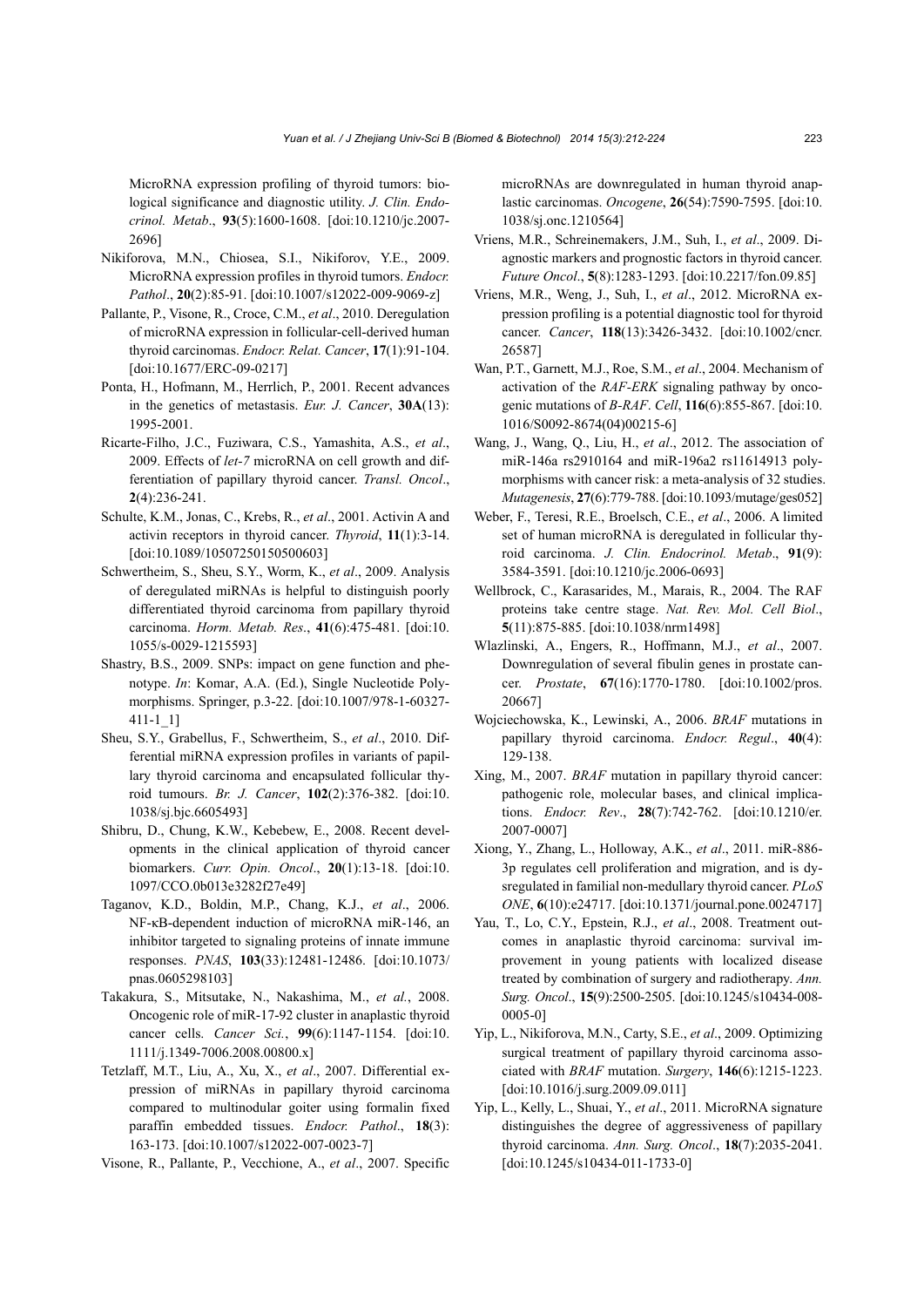MicroRNA expression profiling of thyroid tumors: biological significance and diagnostic utility. *J. Clin. Endocrinol. Metab*., **93**(5):1600-1608. [doi:10.1210/jc.2007-2696]

Nikiforova, M.N., Chiosea, S.I., Nikiforov, Y.E., 2009. MicroRNA expression profiles in thyroid tumors. *Endocr. Pathol*., **20**(2):85-91. [doi:10.1007/s12022-009-9069-z]

Pallante, P., Visone, R., Croce, C.M., *et al*., 2010. Deregulation of microRNA expression in follicular-cell-derived human thyroid carcinomas. *Endocr. Relat. Cancer*, **17**(1):91-104. [doi:10.1677/ERC-09-0217]

Ponta, H., Hofmann, M., Herrlich, P., 2001. Recent advances in the genetics of metastasis. *Eur. J. Cancer*, **30A**(13): 1995-2001.

Ricarte-Filho, J.C., Fuziwara, C.S., Yamashita, A.S., *et al*., 2009. Effects of *let-7* microRNA on cell growth and differentiation of papillary thyroid cancer. *Transl. Oncol*., **2**(4):236-241.

Schulte, K.M., Jonas, C., Krebs, R., *et al*., 2001. Activin A and activin receptors in thyroid cancer. *Thyroid*, **11**(1):3-14. [doi:10.1089/10507250150500603]

Schwertheim, S., Sheu, S.Y., Worm, K., *et al*., 2009. Analysis of deregulated miRNAs is helpful to distinguish poorly differentiated thyroid carcinoma from papillary thyroid carcinoma. *Horm. Metab. Res*., **41**(6):475-481. [doi:10.1055/s-0029-1215593]

Shastry, B.S., 2009. SNPs: impact on gene function and phenotype. *In*: Komar, A.A. (Ed.), Single Nucleotide Polymorphisms. Springer, p.3-22. [doi:10.1007/978-1-60327-411-1_1]

Sheu, S.Y., Grabellus, F., Schwertheim, S., *et al*., 2010. Differential miRNA expression profiles in variants of papillary thyroid carcinoma and encapsulated follicular thyroid tumours. *Br. J. Cancer*, **102**(2):376-382. [doi:10.1038/sj.bjc.6605493]

Shibru, D., Chung, K.W., Kebebew, E., 2008. Recent developments in the clinical application of thyroid cancer biomarkers. *Curr. Opin. Oncol*., **20**(1):13-18. [doi:10.1097/CCO.0b013e3282f27e49]

Taganov, K.D., Boldin, M.P., Chang, K.J., *et al*., 2006. NF-κB-dependent induction of microRNA miR-146, an inhibitor targeted to signaling proteins of innate immune responses. *PNAS*, **103**(33):12481-12486. [doi:10.1073/pnas.0605298103]

Takakura, S., Mitsutake, N., Nakashima, M., *et al.*, 2008. Oncogenic role of miR-17-92 cluster in anaplastic thyroid cancer cells. *Cancer Sci.*, **99**(6):1147-1154. [doi:10.1111/j.1349-7006.2008.00800.x]

Tetzlaff, M.T., Liu, A., Xu, X., *et al*., 2007. Differential expression of miRNAs in papillary thyroid carcinoma compared to multinodular goiter using formalin fixed paraffin embedded tissues. *Endocr. Pathol*., **18**(3): 163-173. [doi:10.1007/s12022-007-0023-7]

Visone, R., Pallante, P., Vecchione, A., *et al*., 2007. Specific microRNAs are downregulated in human thyroid anaplastic carcinomas. *Oncogene*, **26**(54):7590-7595. [doi:10.1038/sj.onc.1210564]

Vriens, M.R., Schreinemakers, J.M., Suh, I., *et al*., 2009. Diagnostic markers and prognostic factors in thyroid cancer. *Future Oncol*., **5**(8):1283-1293. [doi:10.2217/fon.09.85]

Vriens, M.R., Weng, J., Suh, I., *et al*., 2012. MicroRNA expression profiling is a potential diagnostic tool for thyroid cancer. *Cancer*, **118**(13):3426-3432. [doi:10.1002/cncr.26587]

Wan, P.T., Garnett, M.J., Roe, S.M., *et al*., 2004. Mechanism of activation of the *RAF-ERK* signaling pathway by oncogenic mutations of *B-RAF*. *Cell*, **116**(6):855-867. [doi:10.1016/S0092-8674(04)00215-6]

Wang, J., Wang, Q., Liu, H., *et al*., 2012. The association of miR-146a rs2910164 and miR-196a2 rs11614913 polymorphisms with cancer risk: a meta-analysis of 32 studies. *Mutagenesis*, **27**(6):779-788. [doi:10.1093/mutage/ges052]

Weber, F., Teresi, R.E., Broelsch, C.E., *et al*., 2006. A limited set of human microRNA is deregulated in follicular thyroid carcinoma. *J. Clin. Endocrinol. Metab*., **91**(9): 3584-3591. [doi:10.1210/jc.2006-0693]

Wellbrock, C., Karasarides, M., Marais, R., 2004. The RAF proteins take centre stage. *Nat. Rev. Mol. Cell Biol*., **5**(11):875-885. [doi:10.1038/nrm1498]

Wlazlinski, A., Engers, R., Hoffmann, M.J., *et al*., 2007. Downregulation of several fibulin genes in prostate cancer. *Prostate*, **67**(16):1770-1780. [doi:10.1002/pros.20667]

Wojciechowska, K., Lewinski, A., 2006. *BRAF* mutations in papillary thyroid carcinoma. *Endocr. Regul*., **40**(4): 129-138.

Xing, M., 2007. *BRAF* mutation in papillary thyroid cancer: pathogenic role, molecular bases, and clinical implications. *Endocr. Rev*., **28**(7):742-762. [doi:10.1210/er.2007-0007]

Xiong, Y., Zhang, L., Holloway, A.K., *et al*., 2011. miR-886-3p regulates cell proliferation and migration, and is dysregulated in familial non-medullary thyroid cancer. *PLoS ONE*, **6**(10):e24717. [doi:10.1371/journal.pone.0024717]

Yau, T., Lo, C.Y., Epstein, R.J., *et al*., 2008. Treatment outcomes in anaplastic thyroid carcinoma: survival improvement in young patients with localized disease treated by combination of surgery and radiotherapy. *Ann. Surg. Oncol*., **15**(9):2500-2505. [doi:10.1245/s10434-008-0005-0]

Yip, L., Nikiforova, M.N., Carty, S.E., *et al*., 2009. Optimizing surgical treatment of papillary thyroid carcinoma associated with *BRAF* mutation. *Surgery*, **146**(6):1215-1223. [doi:10.1016/j.surg.2009.09.011]

Yip, L., Kelly, L., Shuai, Y., *et al*., 2011. MicroRNA signature distinguishes the degree of aggressiveness of papillary thyroid carcinoma. *Ann. Surg. Oncol*., **18**(7):2035-2041. [doi:10.1245/s10434-011-1733-0]